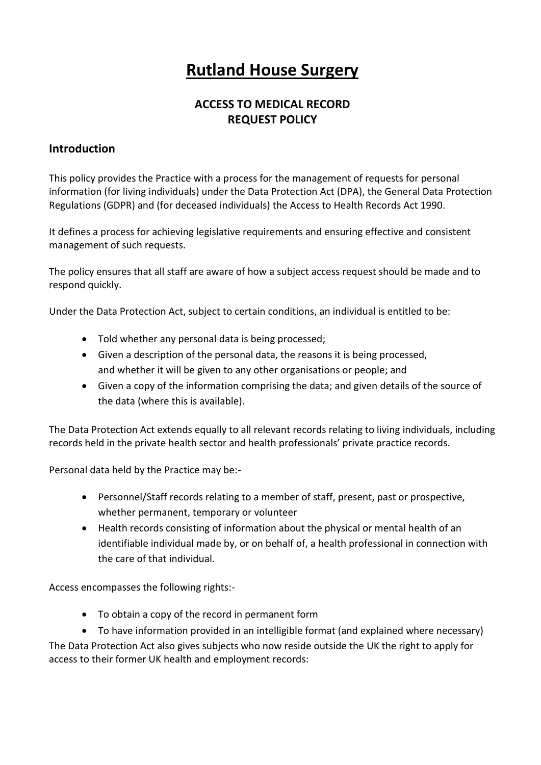# Rutland House Surgery

## ACCESS TO MEDICAL RECORD REQUEST POLICY

### Introduction

This policy provides the Practice with a process for the management of requests for personal information (for living individuals) under the Data Protection Act (DPA), the General Data Protection Regulations (GDPR) and (for deceased individuals) the Access to Health Records Act 1990.

It defines a process for achieving legislative requirements and ensuring effective and consistent management of such requests.

The policy ensures that all staff are aware of how a subject access request should be made and to respond quickly.

Under the Data Protection Act, subject to certain conditions, an individual is entitled to be:

- Told whether any personal data is being processed;
- Given a description of the personal data, the reasons it is being processed, and whether it will be given to any other organisations or people; and
- Given a copy of the information comprising the data; and given details of the source of the data (where this is available).

The Data Protection Act extends equally to all relevant records relating to living individuals, including records held in the private health sector and health professionals' private practice records.

Personal data held by the Practice may be:-

- Personnel/Staff records relating to a member of staff, present, past or prospective, whether permanent, temporary or volunteer
- Health records consisting of information about the physical or mental health of an identifiable individual made by, or on behalf of, a health professional in connection with the care of that individual.

Access encompasses the following rights:-

- To obtain a copy of the record in permanent form
- To have information provided in an intelligible format (and explained where necessary)

The Data Protection Act also gives subjects who now reside outside the UK the right to apply for access to their former UK health and employment records: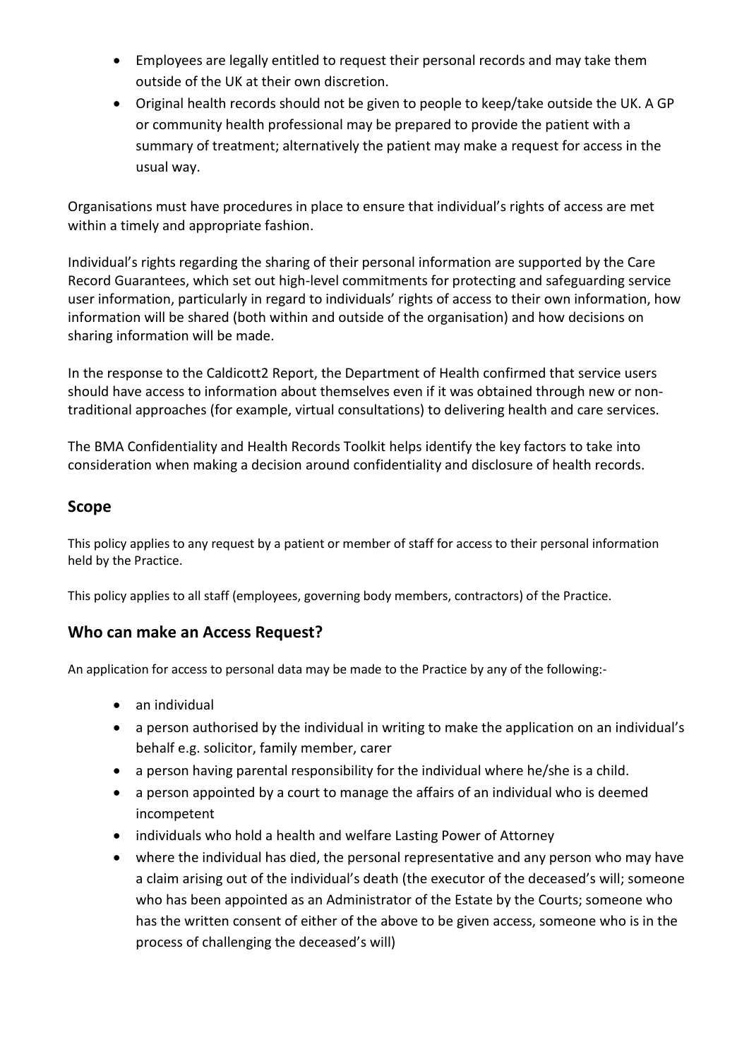- Employees are legally entitled to request their personal records and may take them outside of the UK at their own discretion.
- Original health records should not be given to people to keep/take outside the UK. A GP or community health professional may be prepared to provide the patient with a summary of treatment; alternatively the patient may make a request for access in the usual way.

Organisations must have procedures in place to ensure that individual's rights of access are met within a timely and appropriate fashion.

Individual's rights regarding the sharing of their personal information are supported by the Care Record Guarantees, which set out high-level commitments for protecting and safeguarding service user information, particularly in regard to individuals' rights of access to their own information, how information will be shared (both within and outside of the organisation) and how decisions on sharing information will be made.

In the response to the Caldicott2 Report, the Department of Health confirmed that service users should have access to information about themselves even if it was obtained through new or non-traditional approaches (for example, virtual consultations) to delivering health and care services.

The BMA Confidentiality and Health Records Toolkit helps identify the key factors to take into consideration when making a decision around confidentiality and disclosure of health records.

## Scope

This policy applies to any request by a patient or member of staff for access to their personal information held by the Practice.

This policy applies to all staff (employees, governing body members, contractors) of the Practice.

## Who can make an Access Request?

An application for access to personal data may be made to the Practice by any of the following:-

- an individual
- a person authorised by the individual in writing to make the application on an individual's behalf e.g. solicitor, family member, carer
- a person having parental responsibility for the individual where he/she is a child.
- a person appointed by a court to manage the affairs of an individual who is deemed incompetent
- individuals who hold a health and welfare Lasting Power of Attorney
- where the individual has died, the personal representative and any person who may have a claim arising out of the individual's death (the executor of the deceased's will; someone who has been appointed as an Administrator of the Estate by the Courts; someone who has the written consent of either of the above to be given access, someone who is in the process of challenging the deceased's will)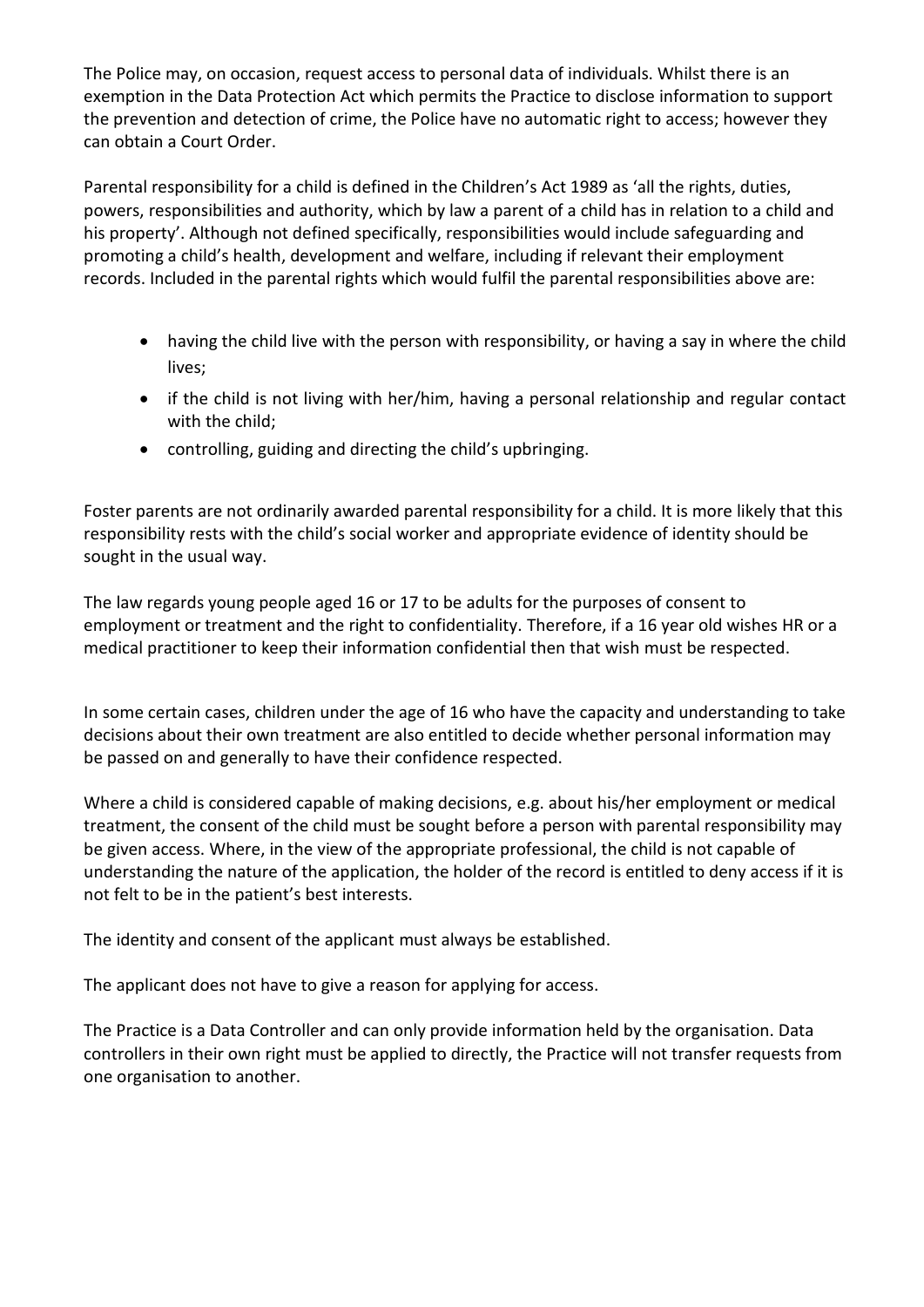The Police may, on occasion, request access to personal data of individuals. Whilst there is an exemption in the Data Protection Act which permits the Practice to disclose information to support the prevention and detection of crime, the Police have no automatic right to access; however they can obtain a Court Order.

Parental responsibility for a child is defined in the Children's Act 1989 as 'all the rights, duties, powers, responsibilities and authority, which by law a parent of a child has in relation to a child and his property'. Although not defined specifically, responsibilities would include safeguarding and promoting a child's health, development and welfare, including if relevant their employment records. Included in the parental rights which would fulfil the parental responsibilities above are:

- having the child live with the person with responsibility, or having a say in where the child lives;
- if the child is not living with her/him, having a personal relationship and regular contact with the child;
- controlling, guiding and directing the child's upbringing.

Foster parents are not ordinarily awarded parental responsibility for a child. It is more likely that this responsibility rests with the child's social worker and appropriate evidence of identity should be sought in the usual way.

The law regards young people aged 16 or 17 to be adults for the purposes of consent to employment or treatment and the right to confidentiality. Therefore, if a 16 year old wishes HR or a medical practitioner to keep their information confidential then that wish must be respected.

In some certain cases, children under the age of 16 who have the capacity and understanding to take decisions about their own treatment are also entitled to decide whether personal information may be passed on and generally to have their confidence respected.

Where a child is considered capable of making decisions, e.g. about his/her employment or medical treatment, the consent of the child must be sought before a person with parental responsibility may be given access. Where, in the view of the appropriate professional, the child is not capable of understanding the nature of the application, the holder of the record is entitled to deny access if it is not felt to be in the patient's best interests.

The identity and consent of the applicant must always be established.

The applicant does not have to give a reason for applying for access.

The Practice is a Data Controller and can only provide information held by the organisation. Data controllers in their own right must be applied to directly, the Practice will not transfer requests from one organisation to another.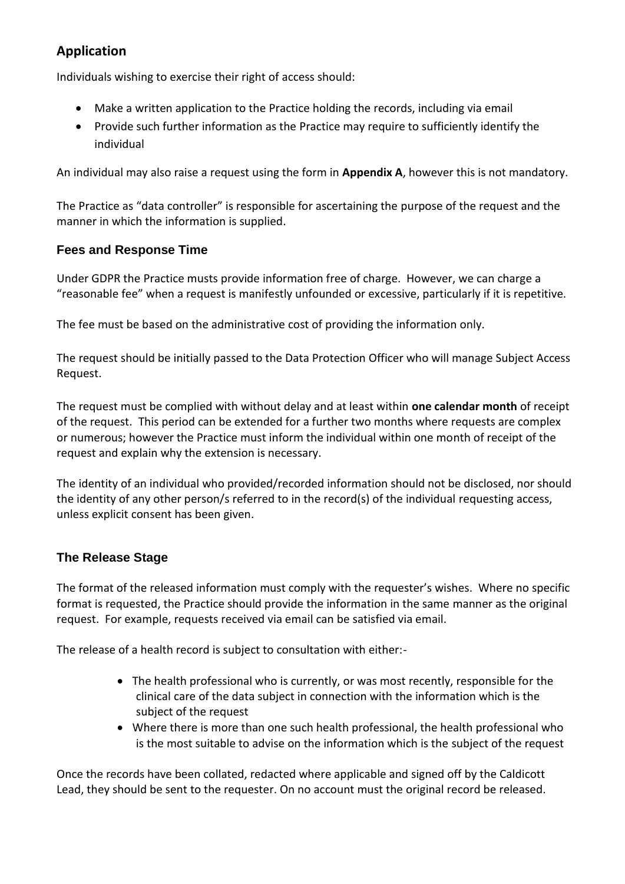## Application

Individuals wishing to exercise their right of access should:

- Make a written application to the Practice holding the records, including via email
- Provide such further information as the Practice may require to sufficiently identify the individual

An individual may also raise a request using the form in **Appendix A**, however this is not mandatory.

The Practice as "data controller" is responsible for ascertaining the purpose of the request and the manner in which the information is supplied.

### Fees and Response Time

Under GDPR the Practice musts provide information free of charge. However, we can charge a "reasonable fee" when a request is manifestly unfounded or excessive, particularly if it is repetitive.

The fee must be based on the administrative cost of providing the information only.

The request should be initially passed to the Data Protection Officer who will manage Subject Access Request.

The request must be complied with without delay and at least within **one calendar month** of receipt of the request. This period can be extended for a further two months where requests are complex or numerous; however the Practice must inform the individual within one month of receipt of the request and explain why the extension is necessary.

The identity of an individual who provided/recorded information should not be disclosed, nor should the identity of any other person/s referred to in the record(s) of the individual requesting access, unless explicit consent has been given.

### The Release Stage

The format of the released information must comply with the requester's wishes. Where no specific format is requested, the Practice should provide the information in the same manner as the original request. For example, requests received via email can be satisfied via email.

The release of a health record is subject to consultation with either:-

- The health professional who is currently, or was most recently, responsible for the clinical care of the data subject in connection with the information which is the subject of the request
- Where there is more than one such health professional, the health professional who is the most suitable to advise on the information which is the subject of the request

Once the records have been collated, redacted where applicable and signed off by the Caldicott Lead, they should be sent to the requester. On no account must the original record be released.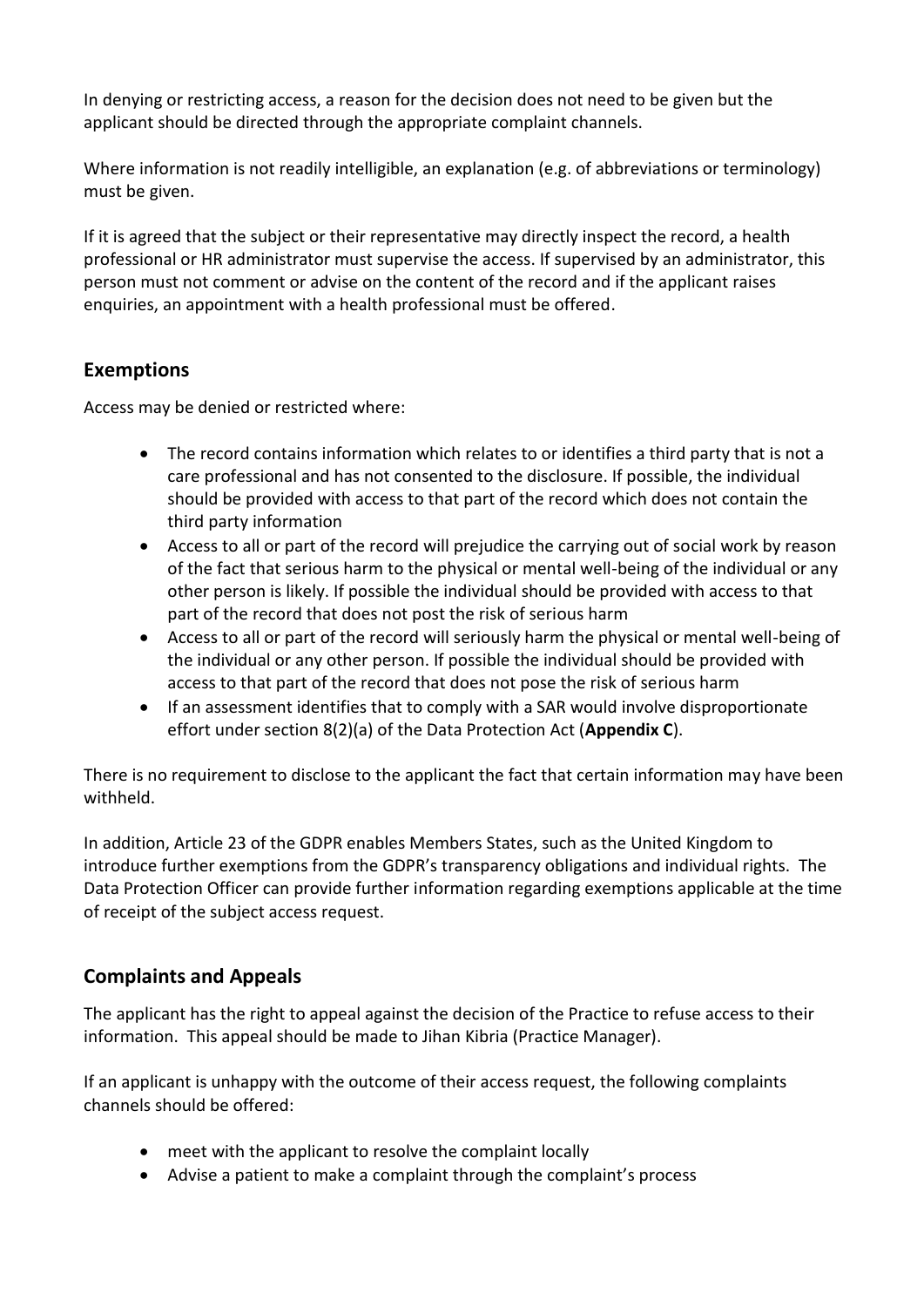In denying or restricting access, a reason for the decision does not need to be given but the applicant should be directed through the appropriate complaint channels.

Where information is not readily intelligible, an explanation (e.g. of abbreviations or terminology) must be given.

If it is agreed that the subject or their representative may directly inspect the record, a health professional or HR administrator must supervise the access. If supervised by an administrator, this person must not comment or advise on the content of the record and if the applicant raises enquiries, an appointment with a health professional must be offered.

## Exemptions

Access may be denied or restricted where:

- The record contains information which relates to or identifies a third party that is not a care professional and has not consented to the disclosure. If possible, the individual should be provided with access to that part of the record which does not contain the third party information
- Access to all or part of the record will prejudice the carrying out of social work by reason of the fact that serious harm to the physical or mental well-being of the individual or any other person is likely. If possible the individual should be provided with access to that part of the record that does not post the risk of serious harm
- Access to all or part of the record will seriously harm the physical or mental well-being of the individual or any other person. If possible the individual should be provided with access to that part of the record that does not pose the risk of serious harm
- If an assessment identifies that to comply with a SAR would involve disproportionate effort under section 8(2)(a) of the Data Protection Act (**Appendix C**).

There is no requirement to disclose to the applicant the fact that certain information may have been withheld.

In addition, Article 23 of the GDPR enables Members States, such as the United Kingdom to introduce further exemptions from the GDPR's transparency obligations and individual rights. The Data Protection Officer can provide further information regarding exemptions applicable at the time of receipt of the subject access request.

## Complaints and Appeals

The applicant has the right to appeal against the decision of the Practice to refuse access to their information. This appeal should be made to Jihan Kibria (Practice Manager).

If an applicant is unhappy with the outcome of their access request, the following complaints channels should be offered:

- meet with the applicant to resolve the complaint locally
- Advise a patient to make a complaint through the complaint's process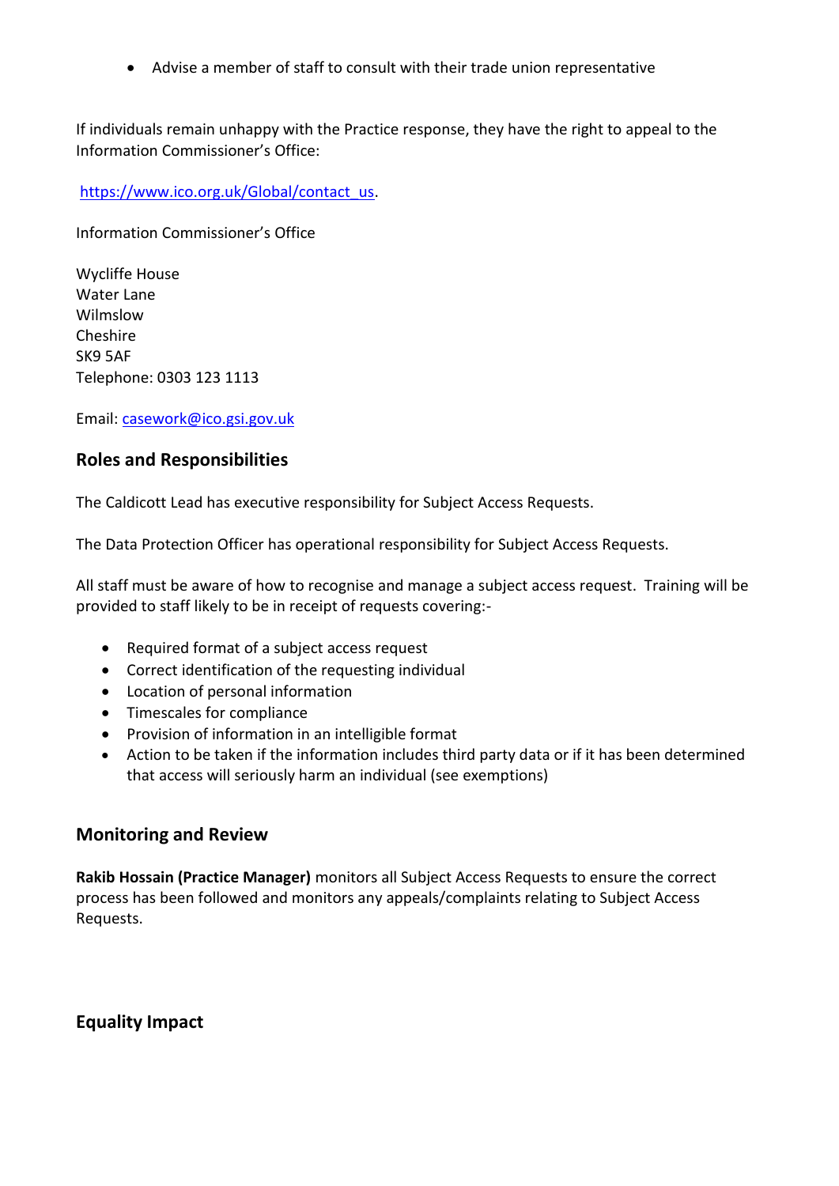- Advise a member of staff to consult with their trade union representative

If individuals remain unhappy with the Practice response, they have the right to appeal to the Information Commissioner's Office:

[https://www.ico.org.uk/Global/contact_us](https://www.ico.org.uk/Global/contact_us).

Information Commissioner's Office

Wycliffe House
Water Lane
Wilmslow
Cheshire
SK9 5AF
Telephone: 0303 123 1113

Email: [casework@ico.gsi.gov.uk](mailto:casework@ico.gsi.gov.uk)

## Roles and Responsibilities

The Caldicott Lead has executive responsibility for Subject Access Requests.

The Data Protection Officer has operational responsibility for Subject Access Requests.

All staff must be aware of how to recognise and manage a subject access request. Training will be provided to staff likely to be in receipt of requests covering:-

- Required format of a subject access request
- Correct identification of the requesting individual
- Location of personal information
- Timescales for compliance
- Provision of information in an intelligible format
- Action to be taken if the information includes third party data or if it has been determined that access will seriously harm an individual (see exemptions)

## Monitoring and Review

**Rakib Hossain (Practice Manager)** monitors all Subject Access Requests to ensure the correct process has been followed and monitors any appeals/complaints relating to Subject Access Requests.

## Equality Impact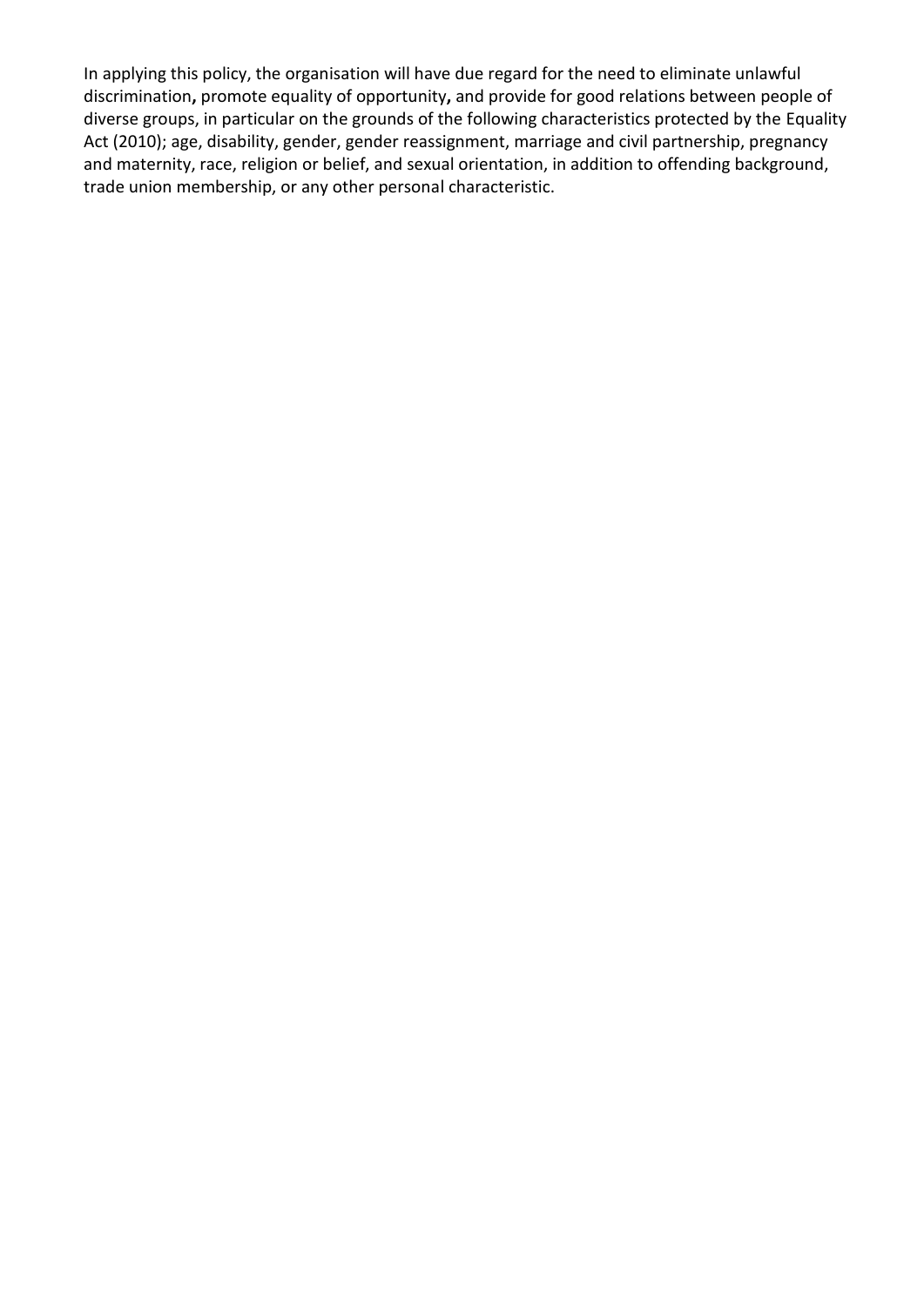In applying this policy, the organisation will have due regard for the need to eliminate unlawful discrimination**,** promote equality of opportunity**,** and provide for good relations between people of diverse groups, in particular on the grounds of the following characteristics protected by the Equality Act (2010); age, disability, gender, gender reassignment, marriage and civil partnership, pregnancy and maternity, race, religion or belief, and sexual orientation, in addition to offending background, trade union membership, or any other personal characteristic.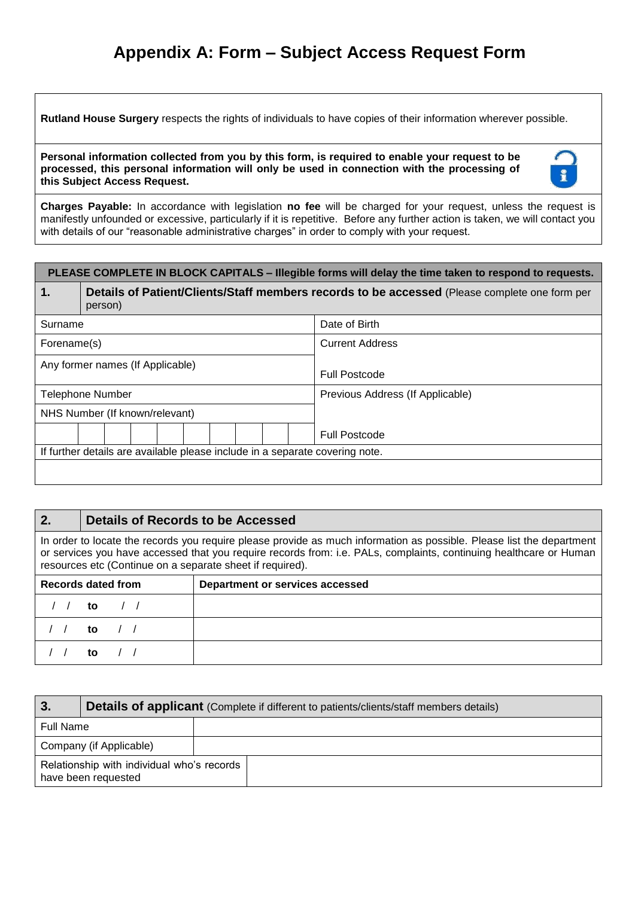# Appendix A: Form – Subject Access Request Form

**Rutland House Surgery** respects the rights of individuals to have copies of their information wherever possible.

**Personal information collected from you by this form, is required to enable your request to be processed, this personal information will only be used in connection with the processing of this Subject Access Request.**

**Charges Payable:** In accordance with legislation **no fee** will be charged for your request, unless the request is manifestly unfounded or excessive, particularly if it is repetitive. Before any further action is taken, we will contact you with details of our "reasonable administrative charges" in order to comply with your request.

**PLEASE COMPLETE IN BLOCK CAPITALS – Illegible forms will delay the time taken to respond to requests.**

| **1.** | **Details of Patient/Clients/Staff members records to be accessed** (Please complete one form per person) |
|---|---|
| Surname | Date of Birth |
| Forename(s) | Current Address |
| Any former names (If Applicable) | Full Postcode |
| Telephone Number | Previous Address (If Applicable) |
| NHS Number (If known/relevant) | |
| | Full Postcode |

If further details are available please include in a separate covering note.

| **2.** | **Details of Records to be Accessed** |
|---|---|

In order to locate the records you require please provide as much information as possible. Please list the department or services you have accessed that you require records from: i.e. PALs, complaints, continuing healthcare or Human resources etc (Continue on a separate sheet if required).

| **Records dated from** | **Department or services accessed** |
|---|---|
| / / **to** / / | |
| / / **to** / / | |
| / / **to** / / | |

| **3.** | **Details of applicant** (Complete if different to patients/clients/staff members details) |
|---|---|
| Full Name | |
| Company (if Applicable) | |
| Relationship with individual who's records have been requested | |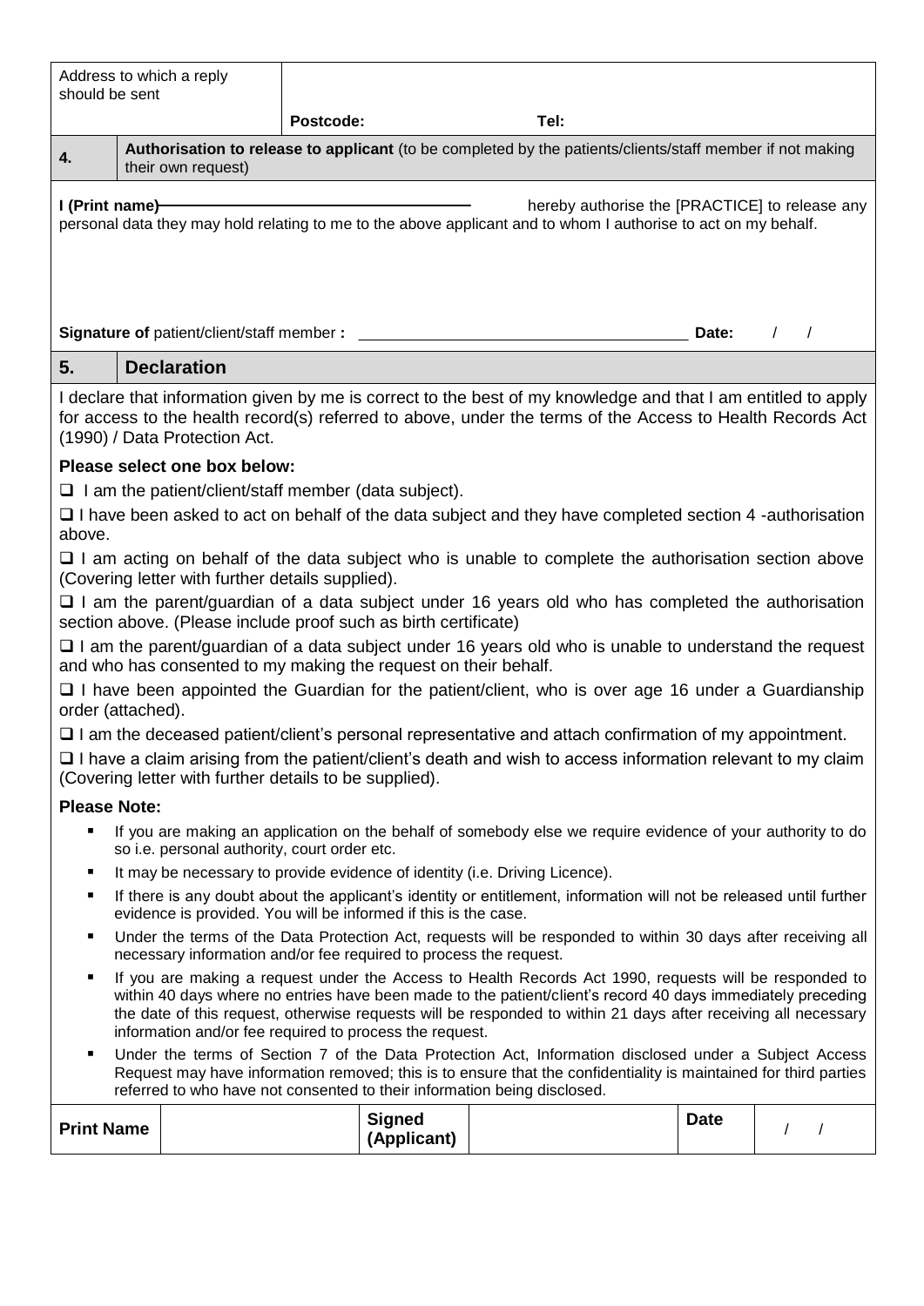| Address to which a reply should be sent | | |
|---|---|---|
| | **Postcode:** | **Tel:** |

| **4.** | **Authorisation to release to applicant** (to be completed by the patients/clients/staff member if not making their own request) |
|---|---|

**I (Print name)** \_\_\_\_\_\_\_\_\_\_\_\_\_\_\_\_\_\_\_\_\_\_\_\_\_\_\_\_\_\_\_\_\_\_ hereby authorise the [PRACTICE] to release any personal data they may hold relating to me to the above applicant and to whom I authorise to act on my behalf.

**Signature of** patient/client/staff member **:** \_\_\_\_\_\_\_\_\_\_\_\_\_\_\_\_\_\_\_\_\_\_\_\_\_\_\_\_\_\_\_\_\_\_ **Date:** / /

| **5.** | **Declaration** |
|---|---|

I declare that information given by me is correct to the best of my knowledge and that I am entitled to apply for access to the health record(s) referred to above, under the terms of the Access to Health Records Act (1990) / Data Protection Act.

**Please select one box below:**

- ❑ I am the patient/client/staff member (data subject).
- ❑ I have been asked to act on behalf of the data subject and they have completed section 4 -authorisation above.
- ❑ I am acting on behalf of the data subject who is unable to complete the authorisation section above (Covering letter with further details supplied).
- ❑ I am the parent/guardian of a data subject under 16 years old who has completed the authorisation section above. (Please include proof such as birth certificate)
- ❑ I am the parent/guardian of a data subject under 16 years old who is unable to understand the request and who has consented to my making the request on their behalf.
- ❑ I have been appointed the Guardian for the patient/client, who is over age 16 under a Guardianship order (attached).
- ❑ I am the deceased patient/client's personal representative and attach confirmation of my appointment.
- ❑ I have a claim arising from the patient/client's death and wish to access information relevant to my claim (Covering letter with further details to be supplied).

**Please Note:**

- If you are making an application on the behalf of somebody else we require evidence of your authority to do so i.e. personal authority, court order etc.
- It may be necessary to provide evidence of identity (i.e. Driving Licence).
- If there is any doubt about the applicant's identity or entitlement, information will not be released until further evidence is provided. You will be informed if this is the case.
- Under the terms of the Data Protection Act, requests will be responded to within 30 days after receiving all necessary information and/or fee required to process the request.
- If you are making a request under the Access to Health Records Act 1990, requests will be responded to within 40 days where no entries have been made to the patient/client's record 40 days immediately preceding the date of this request, otherwise requests will be responded to within 21 days after receiving all necessary information and/or fee required to process the request.
- Under the terms of Section 7 of the Data Protection Act, Information disclosed under a Subject Access Request may have information removed; this is to ensure that the confidentiality is maintained for third parties referred to who have not consented to their information being disclosed.

| **Print Name** | | **Signed (Applicant)** | | **Date** | / / |
|---|---|---|---|---|---|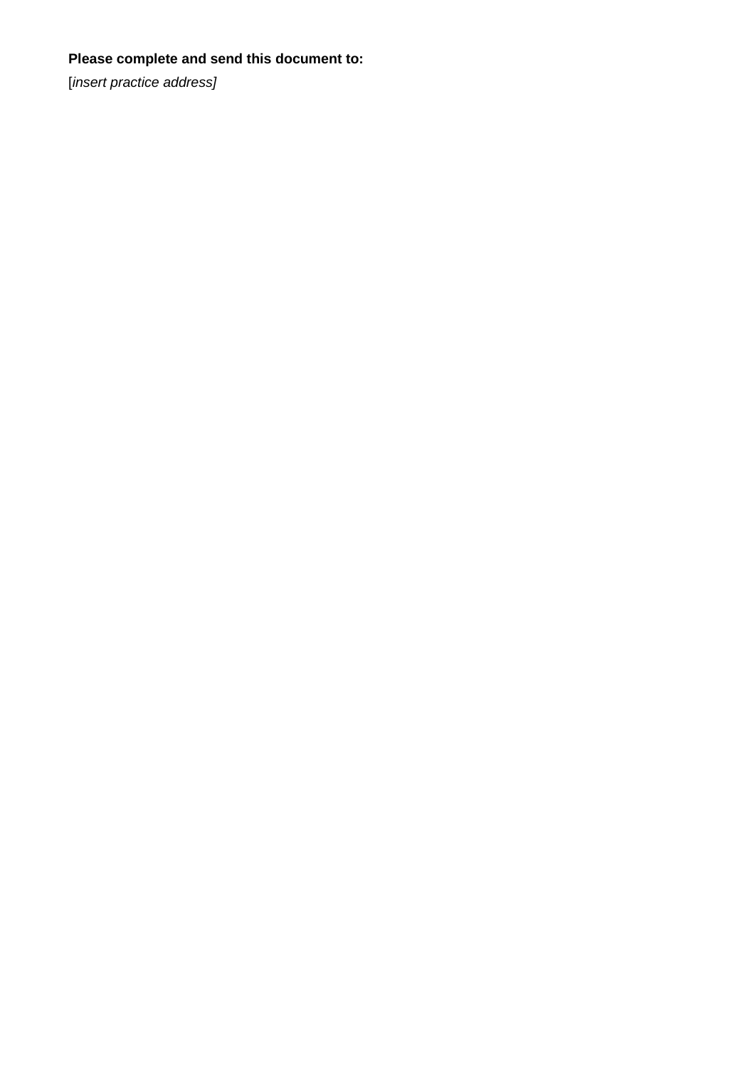**Please complete and send this document to:**

[*insert practice address]*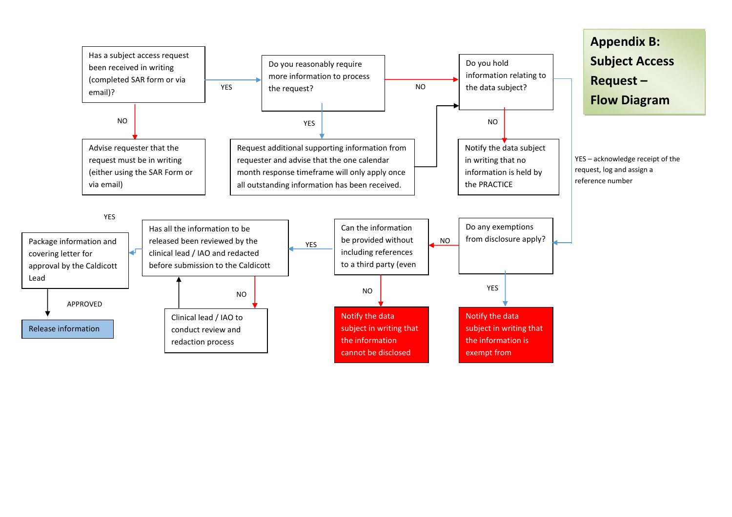# Appendix B: Subject Access Request – Flow Diagram

Has a subject access request been received in writing (completed SAR form or via email)?

- NO → Advise requester that the request must be in writing (either using the SAR Form or via email)
- YES → Do you reasonably require more information to process the request?

Do you reasonably require more information to process the request?

- YES → Request additional supporting information from requester and advise that the one calendar month response timeframe will only apply once all outstanding information has been received. → Do you hold information relating to the data subject?
- NO → Do you hold information relating to the data subject?

Do you hold information relating to the data subject?

- NO → Notify the data subject in writing that no information is held by the PRACTICE
- YES – acknowledge receipt of the request, log and assign a reference number → Do any exemptions from disclosure apply?

Do any exemptions from disclosure apply?

- YES → Notify the data subject in writing that the information is exempt from
- NO → Can the information be provided without including references to a third party (even

Can the information be provided without including references to a third party (even

- NO → Notify the data subject in writing that the information cannot be disclosed
- YES → Has all the information to be released been reviewed by the clinical lead / IAO and redacted before submission to the Caldicott

Has all the information to be released been reviewed by the clinical lead / IAO and redacted before submission to the Caldicott

- NO → Clinical lead / IAO to conduct review and redaction process → Has all the information to be released been reviewed by the clinical lead / IAO and redacted before submission to the Caldicott
- YES → Package information and covering letter for approval by the Caldicott Lead

Package information and covering letter for approval by the Caldicott Lead

- APPROVED → Release information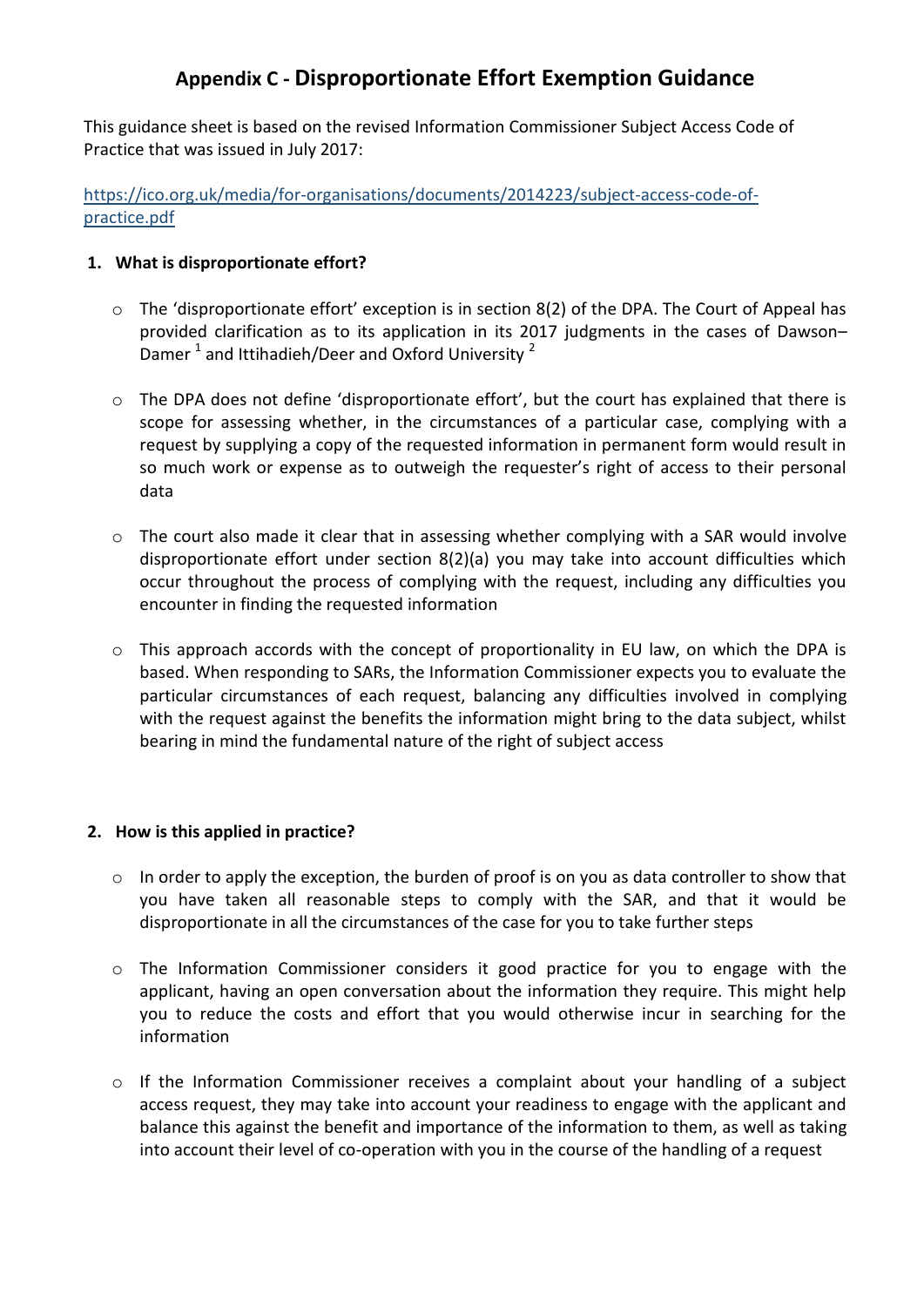# Appendix C - Disproportionate Effort Exemption Guidance

This guidance sheet is based on the revised Information Commissioner Subject Access Code of Practice that was issued in July 2017:

[https://ico.org.uk/media/for-organisations/documents/2014223/subject-access-code-of-practice.pdf](https://ico.org.uk/media/for-organisations/documents/2014223/subject-access-code-of-practice.pdf)

## 1. What is disproportionate effort?

- The 'disproportionate effort' exception is in section 8(2) of the DPA. The Court of Appeal has provided clarification as to its application in its 2017 judgments in the cases of Dawson–Damer [1] and Ittihadieh/Deer and Oxford University [2]

- The DPA does not define 'disproportionate effort', but the court has explained that there is scope for assessing whether, in the circumstances of a particular case, complying with a request by supplying a copy of the requested information in permanent form would result in so much work or expense as to outweigh the requester's right of access to their personal data

- The court also made it clear that in assessing whether complying with a SAR would involve disproportionate effort under section 8(2)(a) you may take into account difficulties which occur throughout the process of complying with the request, including any difficulties you encounter in finding the requested information

- This approach accords with the concept of proportionality in EU law, on which the DPA is based. When responding to SARs, the Information Commissioner expects you to evaluate the particular circumstances of each request, balancing any difficulties involved in complying with the request against the benefits the information might bring to the data subject, whilst bearing in mind the fundamental nature of the right of subject access

## 2. How is this applied in practice?

- In order to apply the exception, the burden of proof is on you as data controller to show that you have taken all reasonable steps to comply with the SAR, and that it would be disproportionate in all the circumstances of the case for you to take further steps

- The Information Commissioner considers it good practice for you to engage with the applicant, having an open conversation about the information they require. This might help you to reduce the costs and effort that you would otherwise incur in searching for the information

- If the Information Commissioner receives a complaint about your handling of a subject access request, they may take into account your readiness to engage with the applicant and balance this against the benefit and importance of the information to them, as well as taking into account their level of co-operation with you in the course of the handling of a request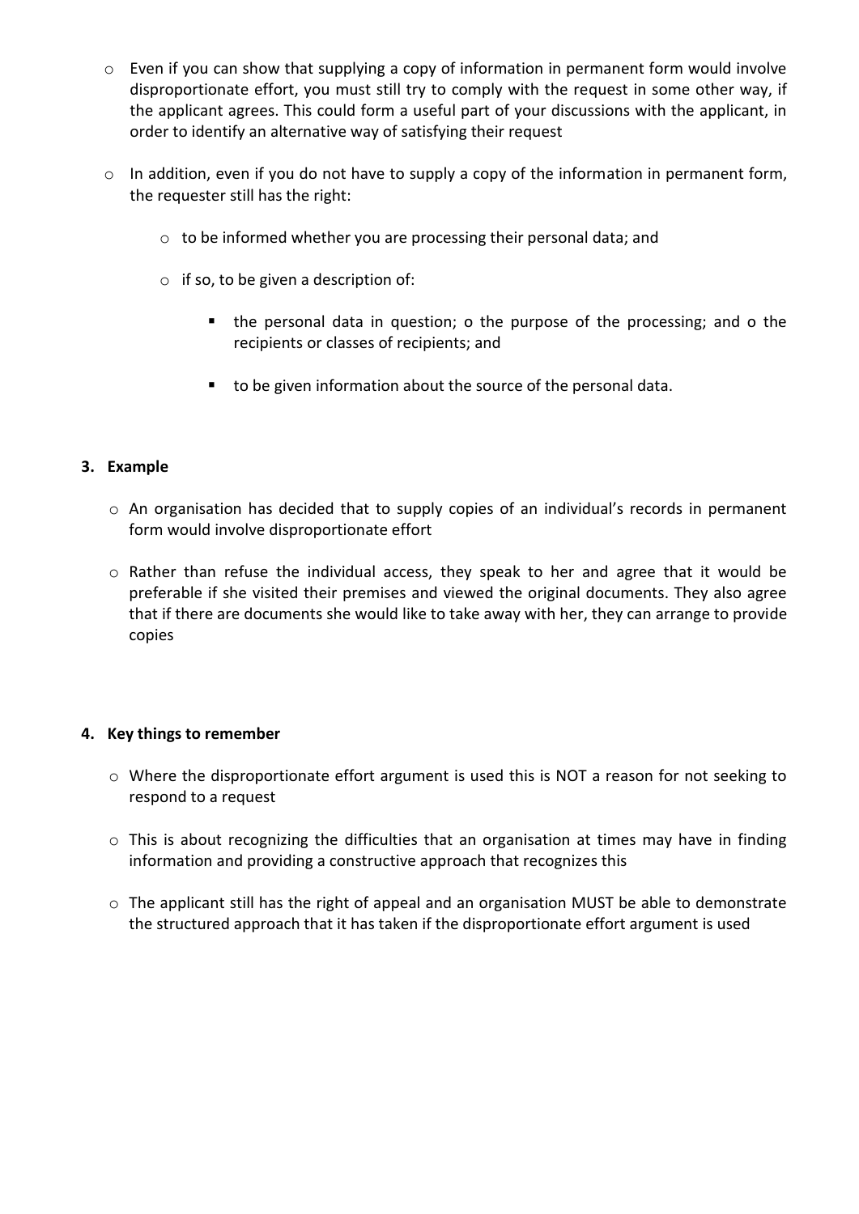- Even if you can show that supplying a copy of information in permanent form would involve disproportionate effort, you must still try to comply with the request in some other way, if the applicant agrees. This could form a useful part of your discussions with the applicant, in order to identify an alternative way of satisfying their request
- In addition, even if you do not have to supply a copy of the information in permanent form, the requester still has the right:
  - to be informed whether you are processing their personal data; and
  - if so, to be given a description of:
    - the personal data in question; o the purpose of the processing; and o the recipients or classes of recipients; and
    - to be given information about the source of the personal data.

**3. Example**

- An organisation has decided that to supply copies of an individual's records in permanent form would involve disproportionate effort
- Rather than refuse the individual access, they speak to her and agree that it would be preferable if she visited their premises and viewed the original documents. They also agree that if there are documents she would like to take away with her, they can arrange to provide copies

**4. Key things to remember**

- Where the disproportionate effort argument is used this is NOT a reason for not seeking to respond to a request
- This is about recognizing the difficulties that an organisation at times may have in finding information and providing a constructive approach that recognizes this
- The applicant still has the right of appeal and an organisation MUST be able to demonstrate the structured approach that it has taken if the disproportionate effort argument is used